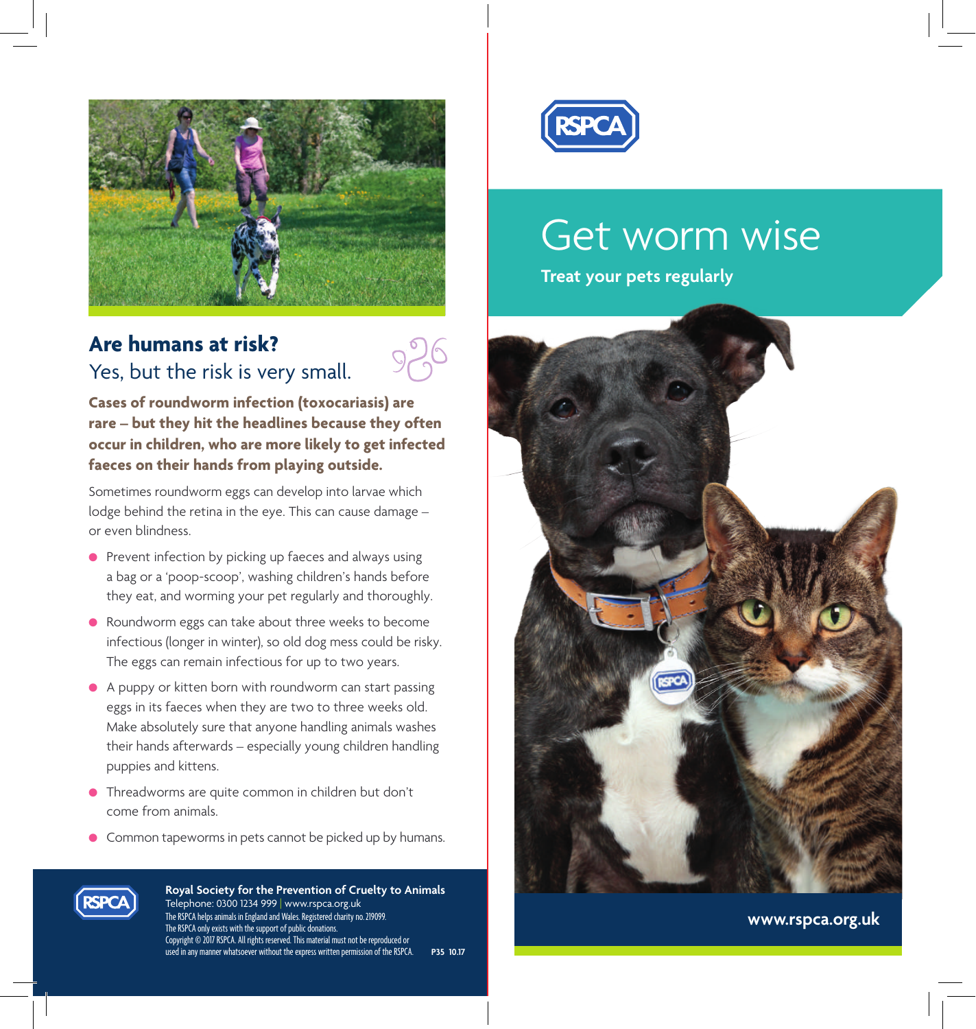## Are humans at risk?

Yes, but the risk is very small.

**Cases of roundworm infection (toxocariasis) are rare – but they hit the headlines because they often occur in children, who are more likely to get infected faeces on their hands from playing outside.**

Sometimes roundworm eggs can develop into larvae which lodge behind the retina in the eye. This can cause damage – or even blindness.

- Prevent infection by picking up faeces and always using a bag or a 'poop-scoop', washing children's hands before they eat, and worming your pet regularly and thoroughly.
- Roundworm eggs can take about three weeks to become infectious (longer in winter), so old dog mess could be risky. The eggs can remain infectious for up to two years.
- A puppy or kitten born with roundworm can start passing eggs in its faeces when they are two to three weeks old. Make absolutely sure that anyone handling animals washes their hands afterwards – especially young children handling puppies and kittens.
- Threadworms are quite common in children but don't come from animals.
- Common tapeworms in pets cannot be picked up by humans.

**Royal Society for the Prevention of Cruelty to Animals**
Telephone: 0300 1234 999 | www.rspca.org.uk
The RSPCA helps animals in England and Wales. Registered charity no. 219099.
The RSPCA only exists with the support of public donations.
Copyright © 2017 RSPCA. All rights reserved. This material must not be reproduced or used in any manner whatsoever without the express written permission of the RSPCA. **P35 10.17**

RSPCA

# Get worm wise

**Treat your pets regularly**

**www.rspca.org.uk**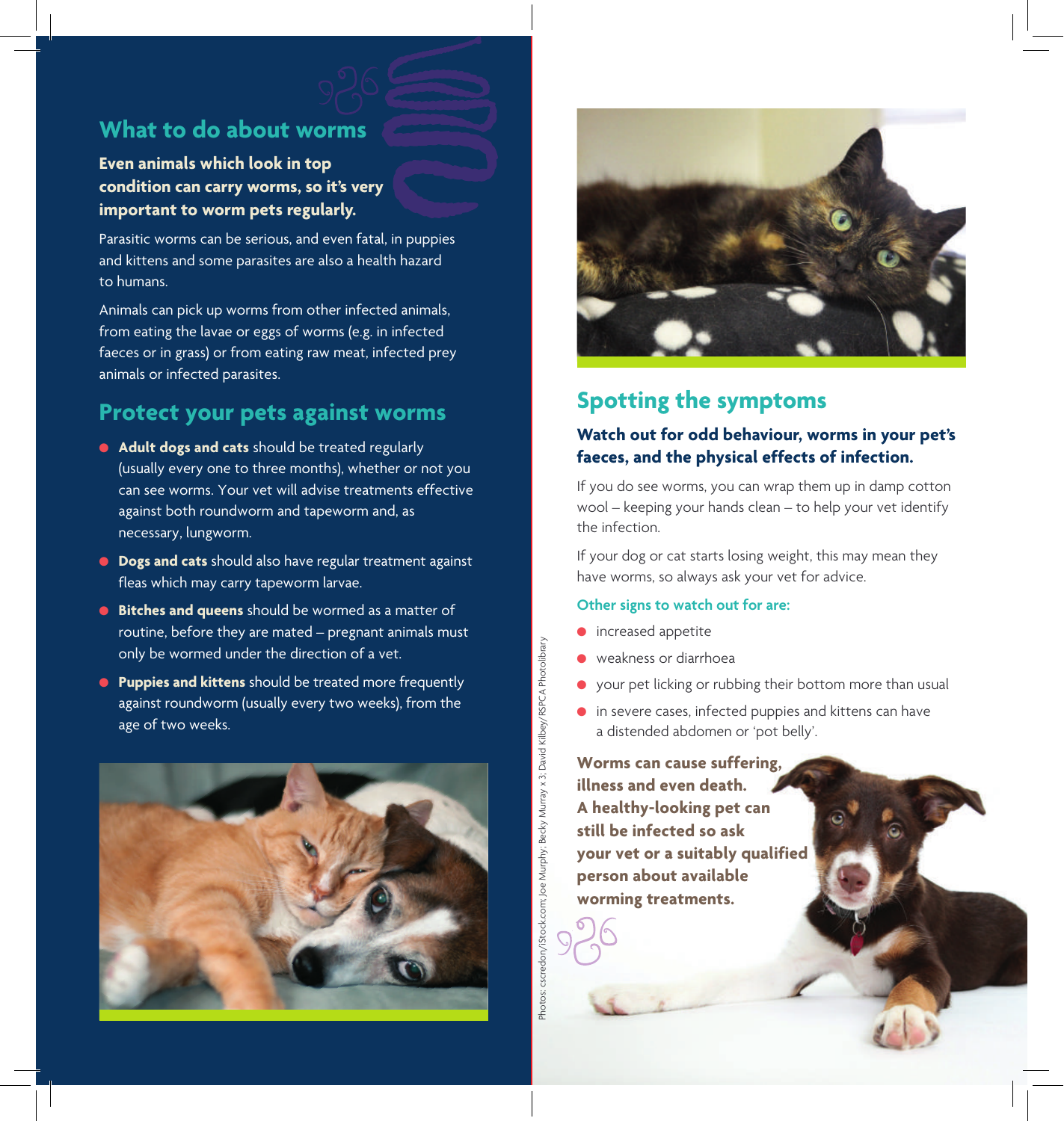## What to do about worms

**Even animals which look in top condition can carry worms, so it's very important to worm pets regularly.**

Parasitic worms can be serious, and even fatal, in puppies and kittens and some parasites are also a health hazard to humans.

Animals can pick up worms from other infected animals, from eating the lavae or eggs of worms (e.g. in infected faeces or in grass) or from eating raw meat, infected prey animals or infected parasites.

## Protect your pets against worms

- **Adult dogs and cats** should be treated regularly (usually every one to three months), whether or not you can see worms. Your vet will advise treatments effective against both roundworm and tapeworm and, as necessary, lungworm.
- **Dogs and cats** should also have regular treatment against fleas which may carry tapeworm larvae.
- **Bitches and queens** should be wormed as a matter of routine, before they are mated – pregnant animals must only be wormed under the direction of a vet.
- **Puppies and kittens** should be treated more frequently against roundworm (usually every two weeks), from the age of two weeks.

## Spotting the symptoms

**Watch out for odd behaviour, worms in your pet's faeces, and the physical effects of infection.**

If you do see worms, you can wrap them up in damp cotton wool – keeping your hands clean – to help your vet identify the infection.

If your dog or cat starts losing weight, this may mean they have worms, so always ask your vet for advice.

### Other signs to watch out for are:

- increased appetite
- weakness or diarrhoea
- your pet licking or rubbing their bottom more than usual
- in severe cases, infected puppies and kittens can have a distended abdomen or 'pot belly'.

**Worms can cause suffering, illness and even death. A healthy-looking pet can still be infected so ask your vet or a suitably qualified person about available worming treatments.**

Photos: cscredon/iStock.com; Joe Murphy; Becky Murray x 3; David Kilbey/RSPCA Photolibrary